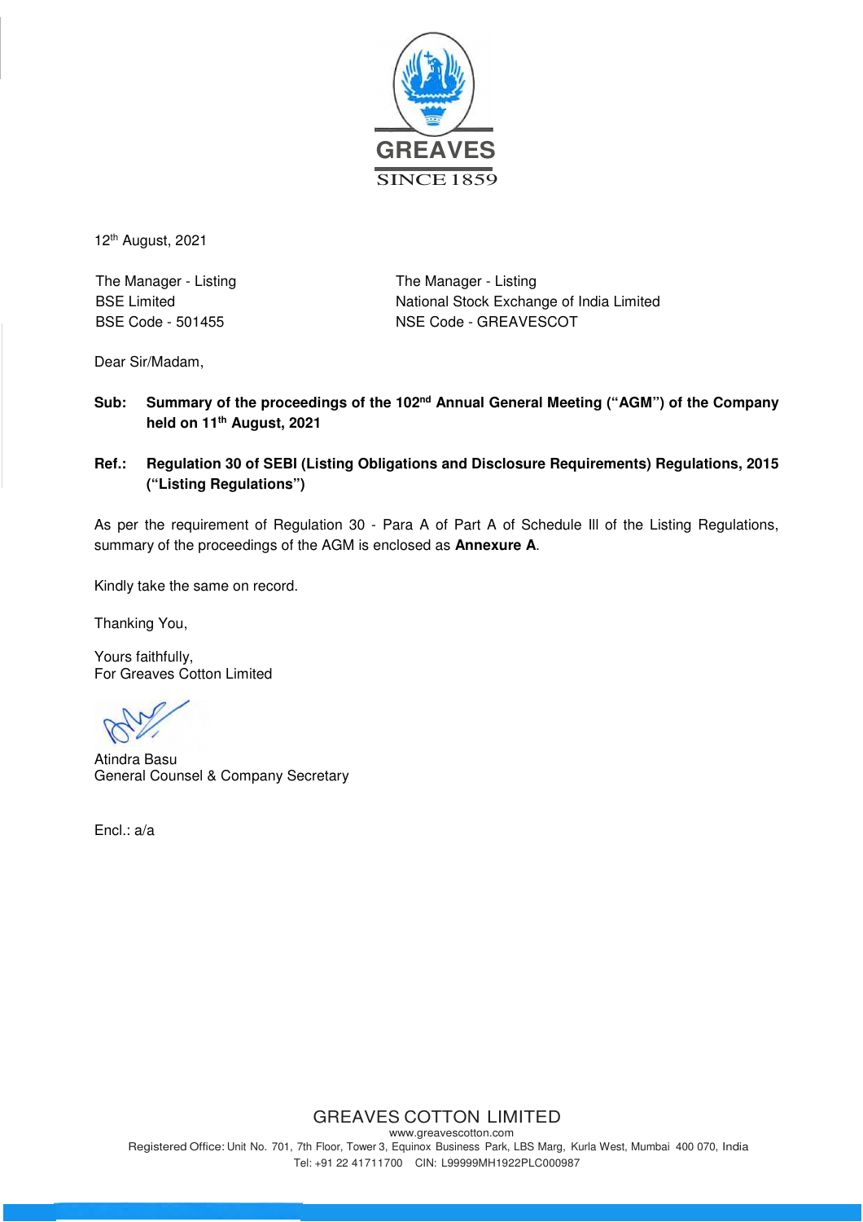GREAVES

SINCE 1859

12th August, 2021

The Manager - Listing
BSE Limited
BSE Code - 501455

The Manager - Listing
National Stock Exchange of India Limited
NSE Code - GREAVESCOT

Dear Sir/Madam,

**Sub: Summary of the proceedings of the 102nd Annual General Meeting ("AGM") of the Company held on 11th August, 2021**

**Ref.: Regulation 30 of SEBI (Listing Obligations and Disclosure Requirements) Regulations, 2015 ("Listing Regulations")**

As per the requirement of Regulation 30 - Para A of Part A of Schedule III of the Listing Regulations, summary of the proceedings of the AGM is enclosed as **Annexure A**.

Kindly take the same on record.

Thanking You,

Yours faithfully,
For Greaves Cotton Limited

Atindra Basu
General Counsel & Company Secretary

Encl.: a/a

GREAVES COTTON LIMITED
www.greavescotton.com
Registered Office: Unit No. 701, 7th Floor, Tower 3, Equinox Business Park, LBS Marg, Kurla West, Mumbai 400 070, India
Tel: +91 22 41711700 CIN: L99999MH1922PLC000987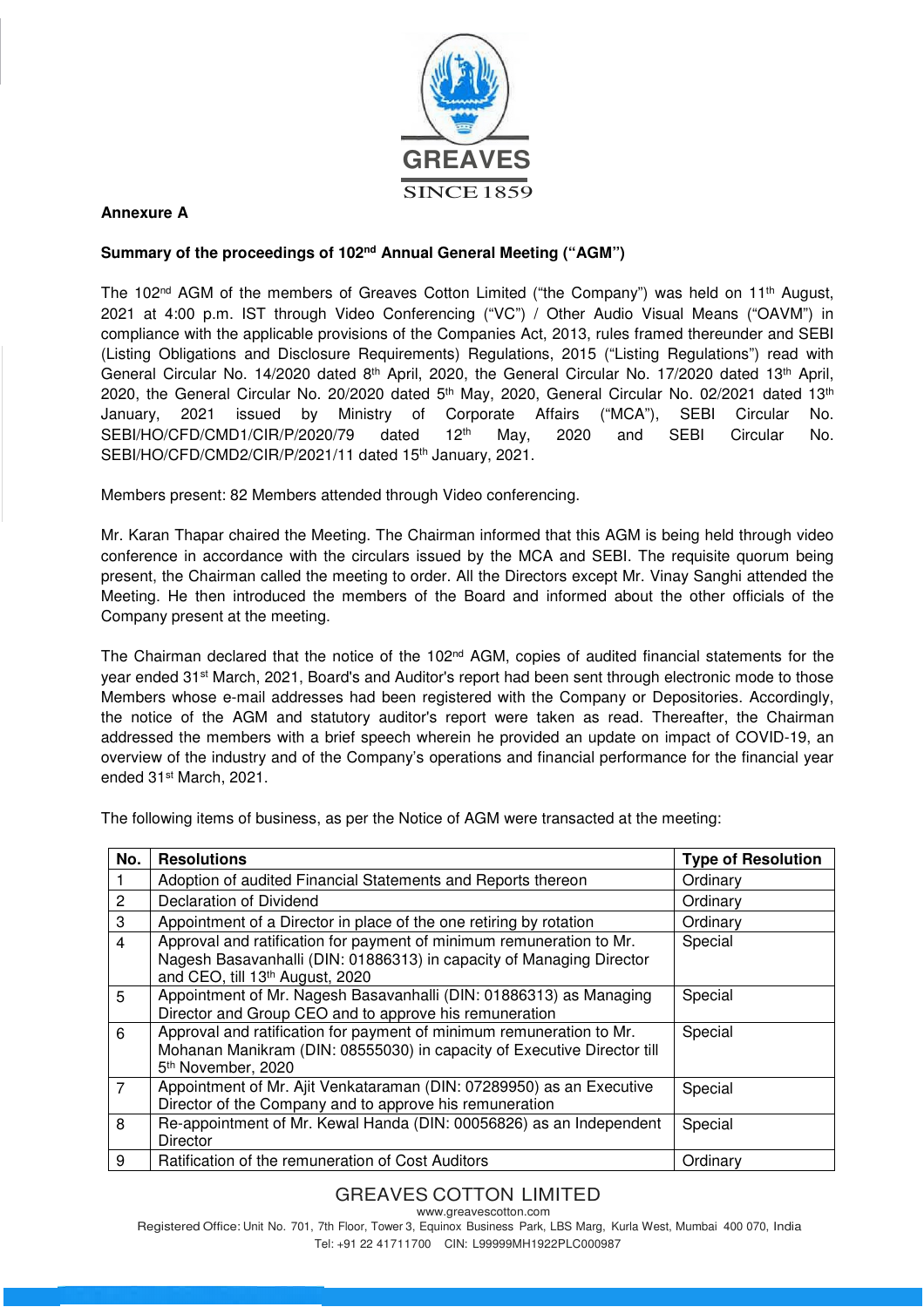**Annexure A**

**Summary of the proceedings of 102nd Annual General Meeting ("AGM")**

The 102nd AGM of the members of Greaves Cotton Limited ("the Company") was held on 11th August, 2021 at 4:00 p.m. IST through Video Conferencing ("VC") / Other Audio Visual Means ("OAVM") in compliance with the applicable provisions of the Companies Act, 2013, rules framed thereunder and SEBI (Listing Obligations and Disclosure Requirements) Regulations, 2015 ("Listing Regulations") read with General Circular No. 14/2020 dated 8th April, 2020, the General Circular No. 17/2020 dated 13th April, 2020, the General Circular No. 20/2020 dated 5th May, 2020, General Circular No. 02/2021 dated 13th January, 2021 issued by Ministry of Corporate Affairs ("MCA"), SEBI Circular No. SEBI/HO/CFD/CMD1/CIR/P/2020/79 dated 12th May, 2020 and SEBI Circular No. SEBI/HO/CFD/CMD2/CIR/P/2021/11 dated 15th January, 2021.

Members present: 82 Members attended through Video conferencing.

Mr. Karan Thapar chaired the Meeting. The Chairman informed that this AGM is being held through video conference in accordance with the circulars issued by the MCA and SEBI. The requisite quorum being present, the Chairman called the meeting to order. All the Directors except Mr. Vinay Sanghi attended the Meeting. He then introduced the members of the Board and informed about the other officials of the Company present at the meeting.

The Chairman declared that the notice of the 102nd AGM, copies of audited financial statements for the year ended 31st March, 2021, Board's and Auditor's report had been sent through electronic mode to those Members whose e-mail addresses had been registered with the Company or Depositories. Accordingly, the notice of the AGM and statutory auditor's report were taken as read. Thereafter, the Chairman addressed the members with a brief speech wherein he provided an update on impact of COVID-19, an overview of the industry and of the Company's operations and financial performance for the financial year ended 31st March, 2021.

The following items of business, as per the Notice of AGM were transacted at the meeting:

| No. | Resolutions | Type of Resolution |
|---|---|---|
| 1 | Adoption of audited Financial Statements and Reports thereon | Ordinary |
| 2 | Declaration of Dividend | Ordinary |
| 3 | Appointment of a Director in place of the one retiring by rotation | Ordinary |
| 4 | Approval and ratification for payment of minimum remuneration to Mr. Nagesh Basavanhalli (DIN: 01886313) in capacity of Managing Director and CEO, till 13th August, 2020 | Special |
| 5 | Appointment of Mr. Nagesh Basavanhalli (DIN: 01886313) as Managing Director and Group CEO and to approve his remuneration | Special |
| 6 | Approval and ratification for payment of minimum remuneration to Mr. Mohanan Manikram (DIN: 08555030) in capacity of Executive Director till 5th November, 2020 | Special |
| 7 | Appointment of Mr. Ajit Venkataraman (DIN: 07289950) as an Executive Director of the Company and to approve his remuneration | Special |
| 8 | Re-appointment of Mr. Kewal Handa (DIN: 00056826) as an Independent Director | Special |
| 9 | Ratification of the remuneration of Cost Auditors | Ordinary |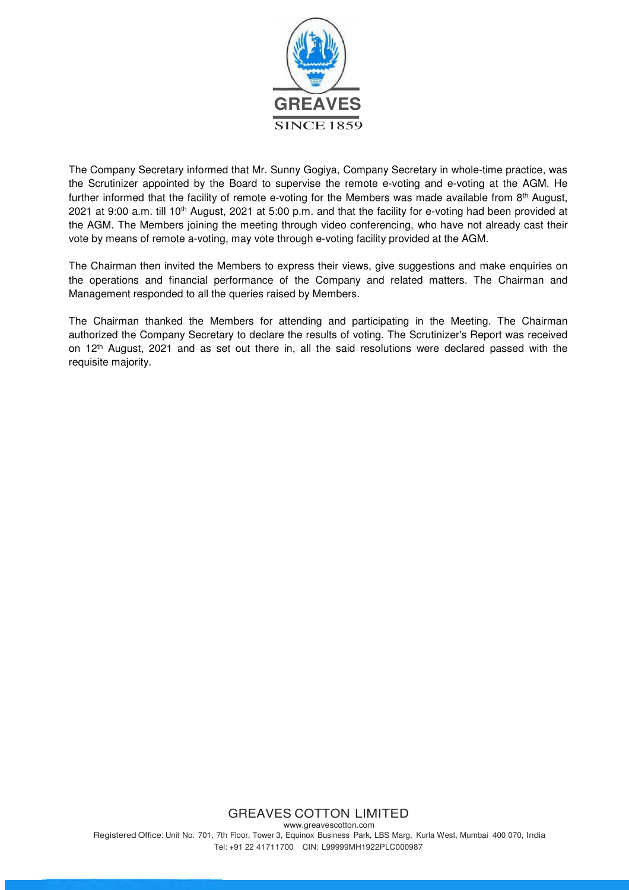The Company Secretary informed that Mr. Sunny Gogiya, Company Secretary in whole-time practice, was the Scrutinizer appointed by the Board to supervise the remote e-voting and e-voting at the AGM. He further informed that the facility of remote e-voting for the Members was made available from 8th August, 2021 at 9:00 a.m. till 10th August, 2021 at 5:00 p.m. and that the facility for e-voting had been provided at the AGM. The Members joining the meeting through video conferencing, who have not already cast their vote by means of remote a-voting, may vote through e-voting facility provided at the AGM.

The Chairman then invited the Members to express their views, give suggestions and make enquiries on the operations and financial performance of the Company and related matters. The Chairman and Management responded to all the queries raised by Members.

The Chairman thanked the Members for attending and participating in the Meeting. The Chairman authorized the Company Secretary to declare the results of voting. The Scrutinizer's Report was received on 12th August, 2021 and as set out there in, all the said resolutions were declared passed with the requisite majority.